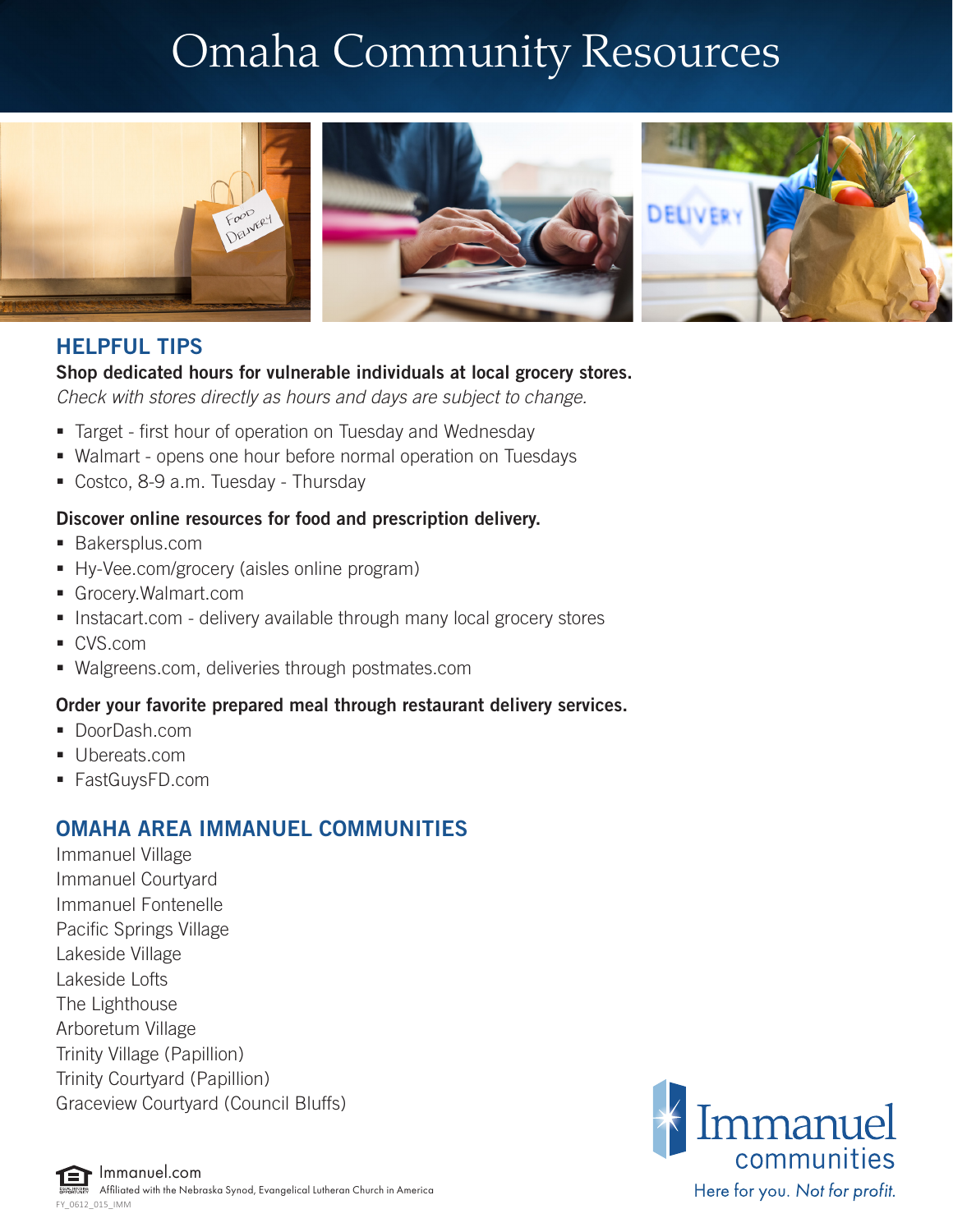# Omaha Community Resources

## HELPFUL TIPS

**Shop dedicated hours for vulnerable individuals at local grocery stores.**
*Check with stores directly as hours and days are subject to change.*

- Target - first hour of operation on Tuesday and Wednesday
- Walmart - opens one hour before normal operation on Tuesdays
- Costco, 8-9 a.m. Tuesday - Thursday

**Discover online resources for food and prescription delivery.**

- Bakersplus.com
- Hy-Vee.com/grocery (aisles online program)
- Grocery.Walmart.com
- Instacart.com - delivery available through many local grocery stores
- CVS.com
- Walgreens.com, deliveries through postmates.com

**Order your favorite prepared meal through restaurant delivery services.**

- DoorDash.com
- Ubereats.com
- FastGuysFD.com

## OMAHA AREA IMMANUEL COMMUNITIES

Immanuel Village
Immanuel Courtyard
Immanuel Fontenelle
Pacific Springs Village
Lakeside Village
Lakeside Lofts
The Lighthouse
Arboretum Village
Trinity Village (Papillion)
Trinity Courtyard (Papillion)
Graceview Courtyard (Council Bluffs)

Immanuel.com
Affiliated with the Nebraska Synod, Evangelical Lutheran Church in America
FY_0612_015_IMM

Immanuel communities
Here for you. *Not for profit.*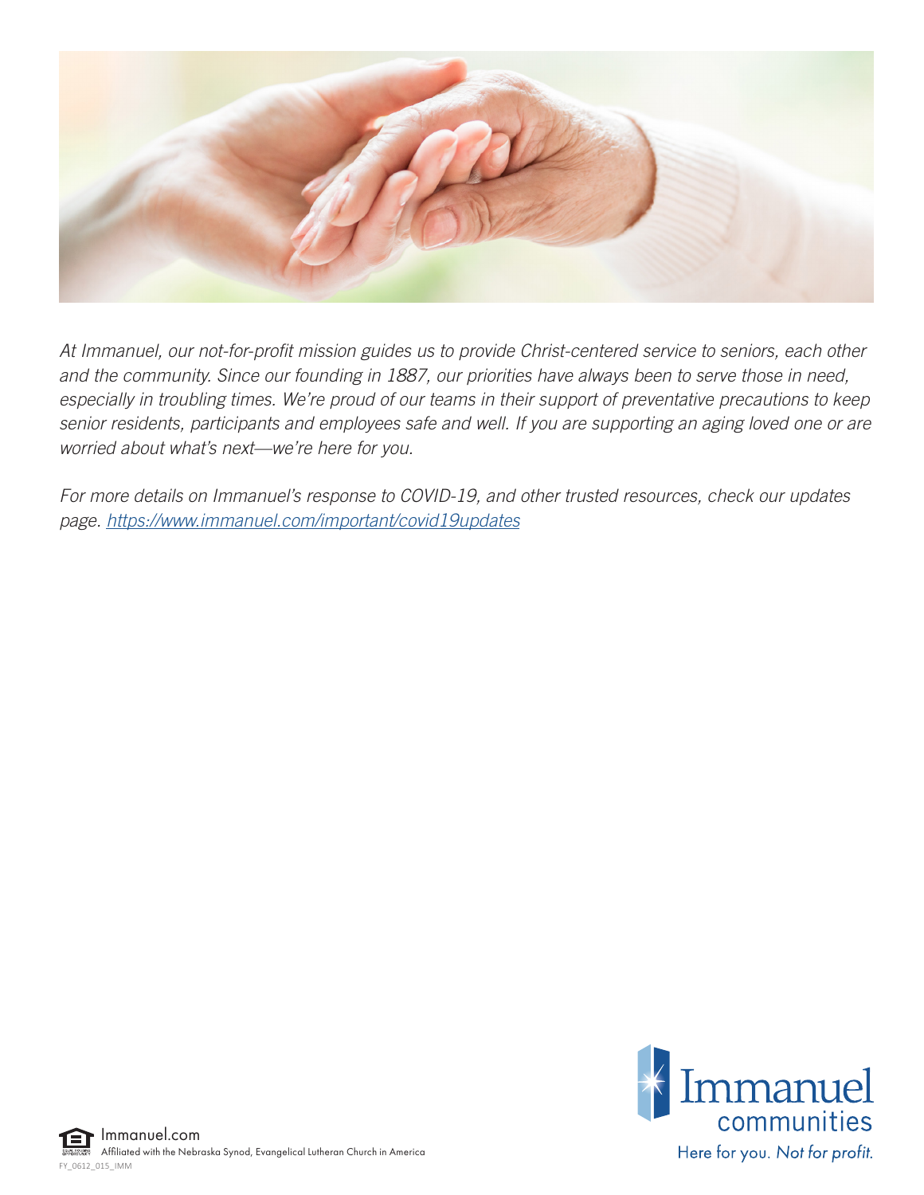*At Immanuel, our not-for-profit mission guides us to provide Christ-centered service to seniors, each other and the community. Since our founding in 1887, our priorities have always been to serve those in need, especially in troubling times. We're proud of our teams in their support of preventative precautions to keep senior residents, participants and employees safe and well. If you are supporting an aging loved one or are worried about what's next—we're here for you.*

*For more details on Immanuel's response to COVID-19, and other trusted resources, check our updates page. [https://www.immanuel.com/important/covid19updates](https://www.immanuel.com/important/covid19updates)*

Immanuel.com

Affiliated with the Nebraska Synod, Evangelical Lutheran Church in America

FY_0612_015_IMM

Immanuel communities

Here for you. *Not for profit.*